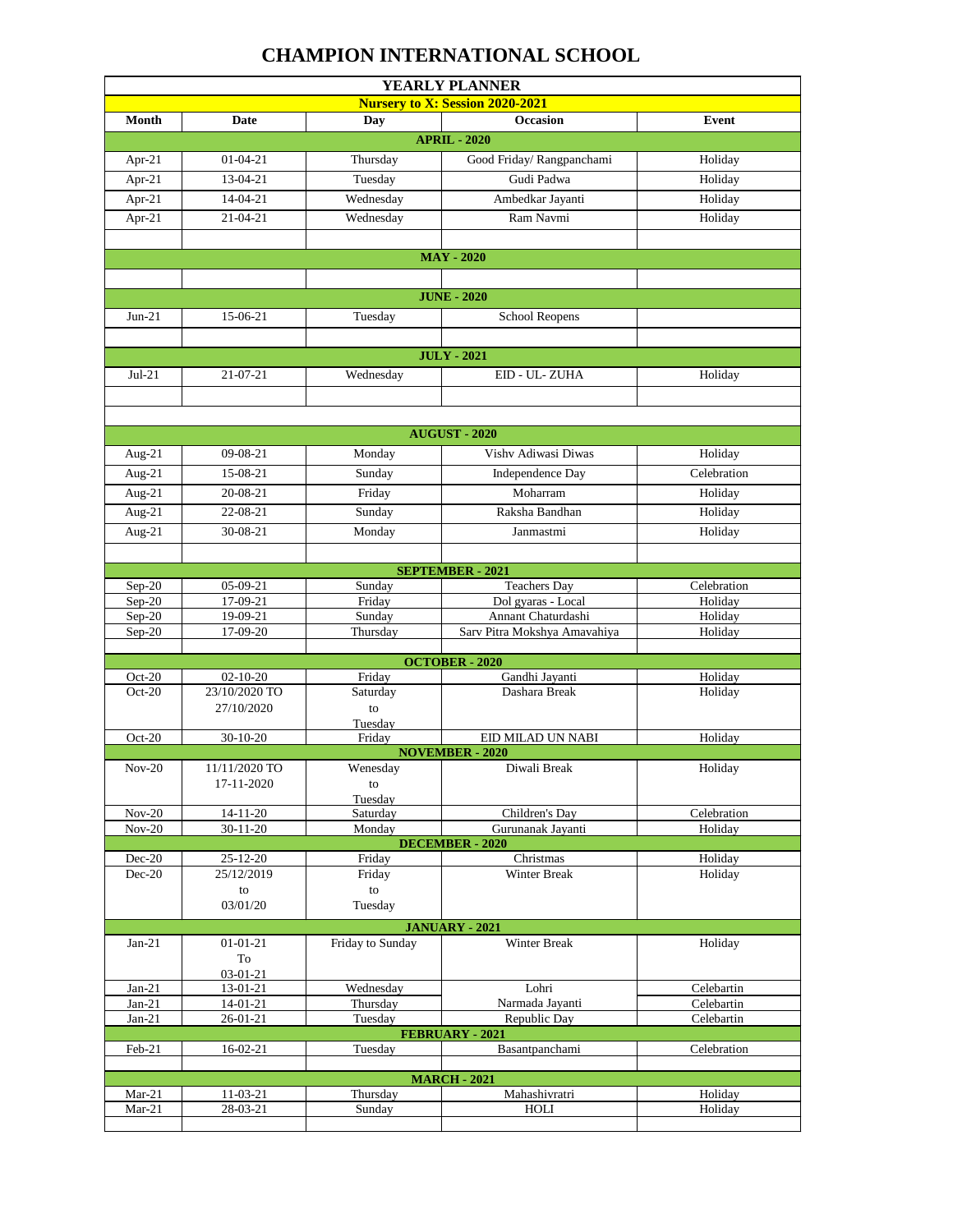// CHAMPION INTERNATIONAL SCHOOL

| YEARLY PLANNER | | | | |
|---|---|---|---|---|
| **Nursery to X: Session 2020-2021** | | | | |
| **Month** | **Date** | **Day** | **Occasion** | **Event** |
| **APRIL - 2020** | | | | |
| Apr-21 | 01-04-21 | Thursday | Good Friday/ Rangpanchami | Holiday |
| Apr-21 | 13-04-21 | Tuesday | Gudi Padwa | Holiday |
| Apr-21 | 14-04-21 | Wednesday | Ambedkar Jayanti | Holiday |
| Apr-21 | 21-04-21 | Wednesday | Ram Navmi | Holiday |
| | | | | |
| **MAY - 2020** | | | | |
| | | | | |
| **JUNE - 2020** | | | | |
| Jun-21 | 15-06-21 | Tuesday | School Reopens | |
| | | | | |
| **JULY - 2021** | | | | |
| Jul-21 | 21-07-21 | Wednesday | EID - UL- ZUHA | Holiday |
| | | | | |
| | | | | |
| **AUGUST - 2020** | | | | |
| Aug-21 | 09-08-21 | Monday | Vishv Adiwasi Diwas | Holiday |
| Aug-21 | 15-08-21 | Sunday | Independence Day | Celebration |
| Aug-21 | 20-08-21 | Friday | Moharram | Holiday |
| Aug-21 | 22-08-21 | Sunday | Raksha Bandhan | Holiday |
| Aug-21 | 30-08-21 | Monday | Janmastmi | Holiday |
| | | | | |
| **SEPTEMBER - 2021** | | | | |
| Sep-20 | 05-09-21 | Sunday | Teachers Day | Celebration |
| Sep-20 | 17-09-21 | Friday | Dol gyaras - Local | Holiday |
| Sep-20 | 19-09-21 | Sunday | Annant Chaturdashi | Holiday |
| Sep-20 | 17-09-20 | Thursday | Sarv Pitra Mokshya Amavahiya | Holiday |
| | | | | |
| **OCTOBER - 2020** | | | | |
| Oct-20 | 02-10-20 | Friday | Gandhi Jayanti | Holiday |
| Oct-20 | 23/10/2020 TO 27/10/2020 | Saturday to Tuesday | Dashara Break | Holiday |
| Oct-20 | 30-10-20 | Friday | EID MILAD UN NABI | Holiday |
| **NOVEMBER - 2020** | | | | |
| Nov-20 | 11/11/2020 TO 17-11-2020 | Wenesday to Tuesday | Diwali Break | Holiday |
| Nov-20 | 14-11-20 | Saturday | Children's Day | Celebration |
| Nov-20 | 30-11-20 | Monday | Gurunanak Jayanti | Holiday |
| **DECEMBER - 2020** | | | | |
| Dec-20 | 25-12-20 | Friday | Christmas | Holiday |
| Dec-20 | 25/12/2019 to 03/01/20 | Friday to Tuesday | Winter Break | Holiday |
| **JANUARY - 2021** | | | | |
| Jan-21 | 01-01-21 To 03-01-21 | Friday to Sunday | Winter Break | Holiday |
| Jan-21 | 13-01-21 | Wednesday | Lohri | Celebartin |
| Jan-21 | 14-01-21 | Thursday | Narmada Jayanti | Celebartin |
| Jan-21 | 26-01-21 | Tuesday | Republic Day | Celebartin |
| **FEBRUARY - 2021** | | | | |
| Feb-21 | 16-02-21 | Tuesday | Basantpanchami | Celebration |
| | | | | |
| **MARCH - 2021** | | | | |
| Mar-21 | 11-03-21 | Thursday | Mahashivratri | Holiday |
| Mar-21 | 28-03-21 | Sunday | HOLI | Holiday |
| | | | | |